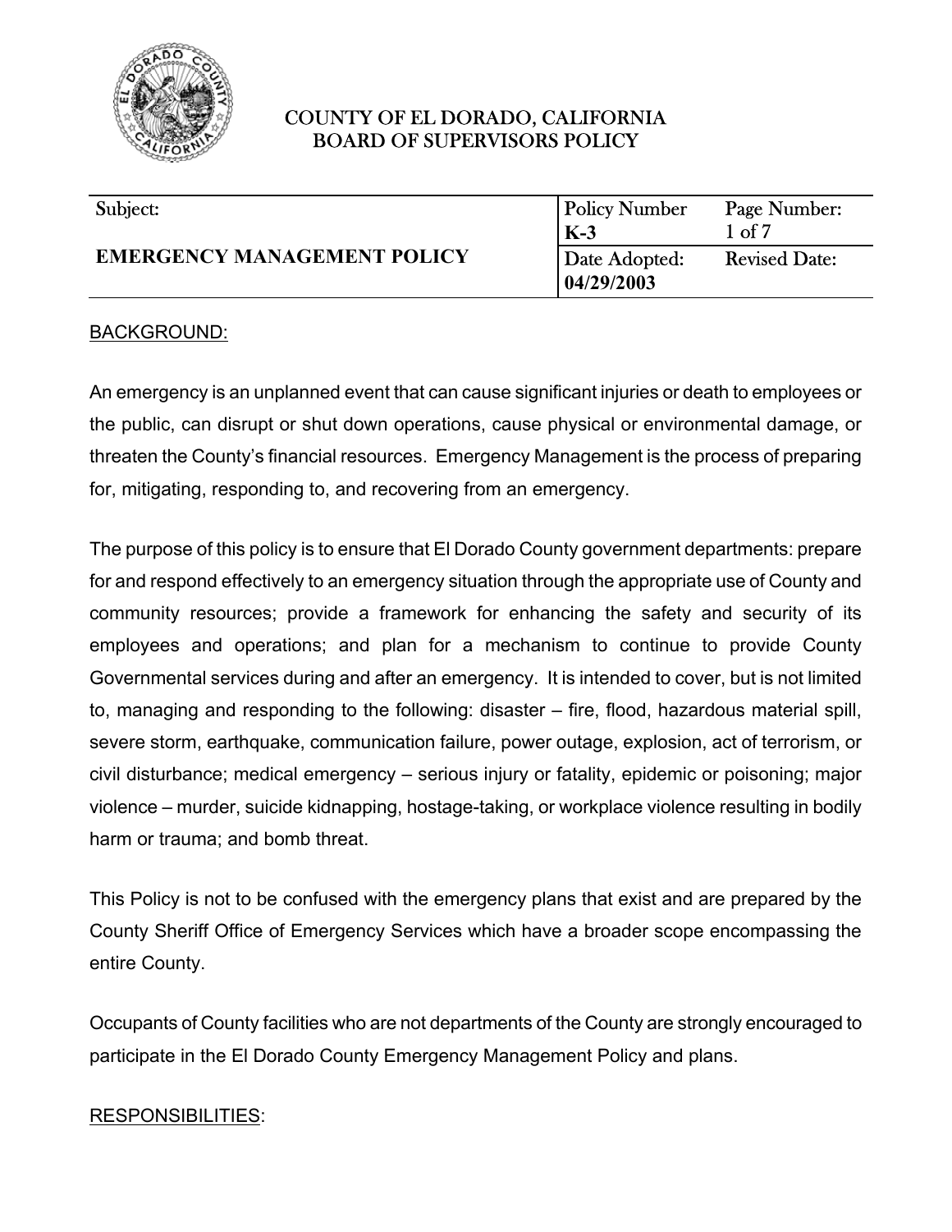# COUNTY OF EL DORADO, CALIFORNIA
## BOARD OF SUPERVISORS POLICY

| Subject: | Policy Number | Page Number: |
|---|---|---|
| | **K-3** | 1 of 7 |
| **EMERGENCY MANAGEMENT POLICY** | Date Adopted: | Revised Date: |
| | **04/29/2003** | |

BACKGROUND:

An emergency is an unplanned event that can cause significant injuries or death to employees or the public, can disrupt or shut down operations, cause physical or environmental damage, or threaten the County's financial resources. Emergency Management is the process of preparing for, mitigating, responding to, and recovering from an emergency.

The purpose of this policy is to ensure that El Dorado County government departments: prepare for and respond effectively to an emergency situation through the appropriate use of County and community resources; provide a framework for enhancing the safety and security of its employees and operations; and plan for a mechanism to continue to provide County Governmental services during and after an emergency. It is intended to cover, but is not limited to, managing and responding to the following: disaster – fire, flood, hazardous material spill, severe storm, earthquake, communication failure, power outage, explosion, act of terrorism, or civil disturbance; medical emergency – serious injury or fatality, epidemic or poisoning; major violence – murder, suicide kidnapping, hostage-taking, or workplace violence resulting in bodily harm or trauma; and bomb threat.

This Policy is not to be confused with the emergency plans that exist and are prepared by the County Sheriff Office of Emergency Services which have a broader scope encompassing the entire County.

Occupants of County facilities who are not departments of the County are strongly encouraged to participate in the El Dorado County Emergency Management Policy and plans.

RESPONSIBILITIES: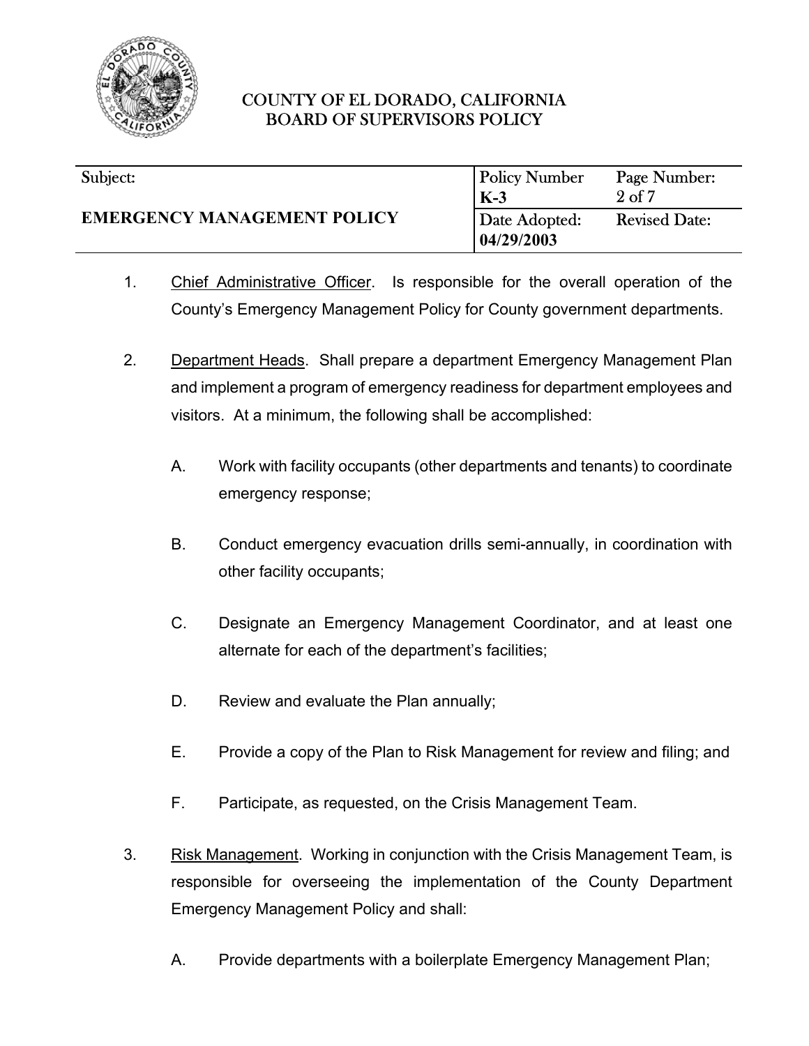1. Chief Administrative Officer. Is responsible for the overall operation of the County's Emergency Management Policy for County government departments.

2. Department Heads. Shall prepare a department Emergency Management Plan and implement a program of emergency readiness for department employees and visitors. At a minimum, the following shall be accomplished:

   A. Work with facility occupants (other departments and tenants) to coordinate emergency response;

   B. Conduct emergency evacuation drills semi-annually, in coordination with other facility occupants;

   C. Designate an Emergency Management Coordinator, and at least one alternate for each of the department's facilities;

   D. Review and evaluate the Plan annually;

   E. Provide a copy of the Plan to Risk Management for review and filing; and

   F. Participate, as requested, on the Crisis Management Team.

3. Risk Management. Working in conjunction with the Crisis Management Team, is responsible for overseeing the implementation of the County Department Emergency Management Policy and shall:

   A. Provide departments with a boilerplate Emergency Management Plan;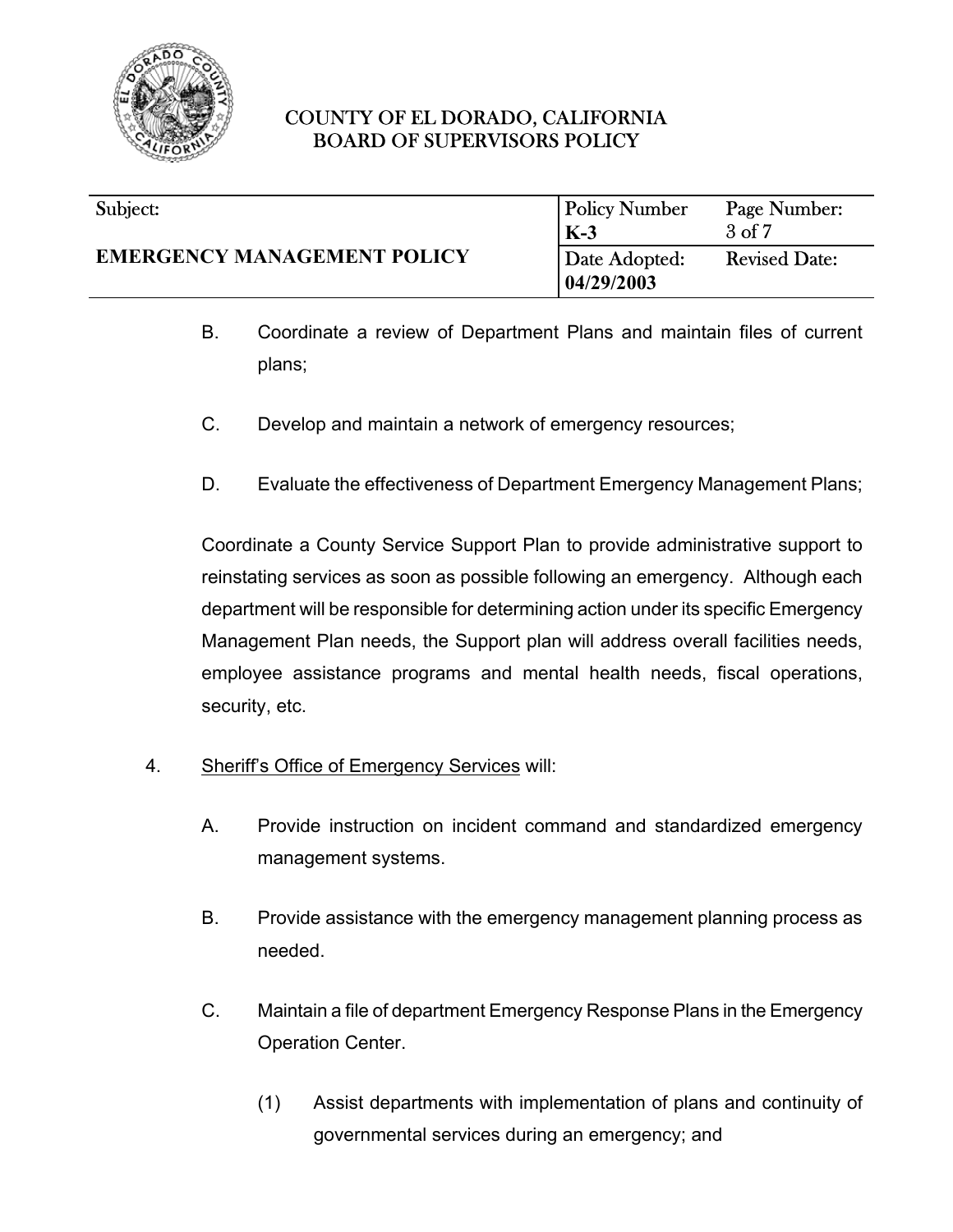B. Coordinate a review of Department Plans and maintain files of current plans;

C. Develop and maintain a network of emergency resources;

D. Evaluate the effectiveness of Department Emergency Management Plans;

Coordinate a County Service Support Plan to provide administrative support to reinstating services as soon as possible following an emergency. Although each department will be responsible for determining action under its specific Emergency Management Plan needs, the Support plan will address overall facilities needs, employee assistance programs and mental health needs, fiscal operations, security, etc.

4. <u>Sheriff's Office of Emergency Services</u> will:

   A. Provide instruction on incident command and standardized emergency management systems.

   B. Provide assistance with the emergency management planning process as needed.

   C. Maintain a file of department Emergency Response Plans in the Emergency Operation Center.

      (1) Assist departments with implementation of plans and continuity of governmental services during an emergency; and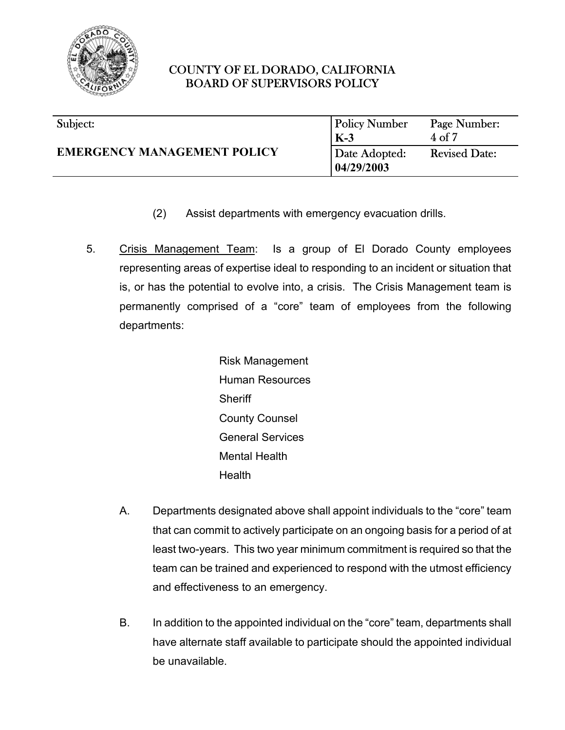(2) Assist departments with emergency evacuation drills.

5. <u>Crisis Management Team</u>: Is a group of El Dorado County employees representing areas of expertise ideal to responding to an incident or situation that is, or has the potential to evolve into, a crisis. The Crisis Management team is permanently comprised of a "core" team of employees from the following departments:

   Risk Management
   Human Resources
   Sheriff
   County Counsel
   General Services
   Mental Health
   Health

   A. Departments designated above shall appoint individuals to the "core" team that can commit to actively participate on an ongoing basis for a period of at least two-years. This two year minimum commitment is required so that the team can be trained and experienced to respond with the utmost efficiency and effectiveness to an emergency.

   B. In addition to the appointed individual on the "core" team, departments shall have alternate staff available to participate should the appointed individual be unavailable.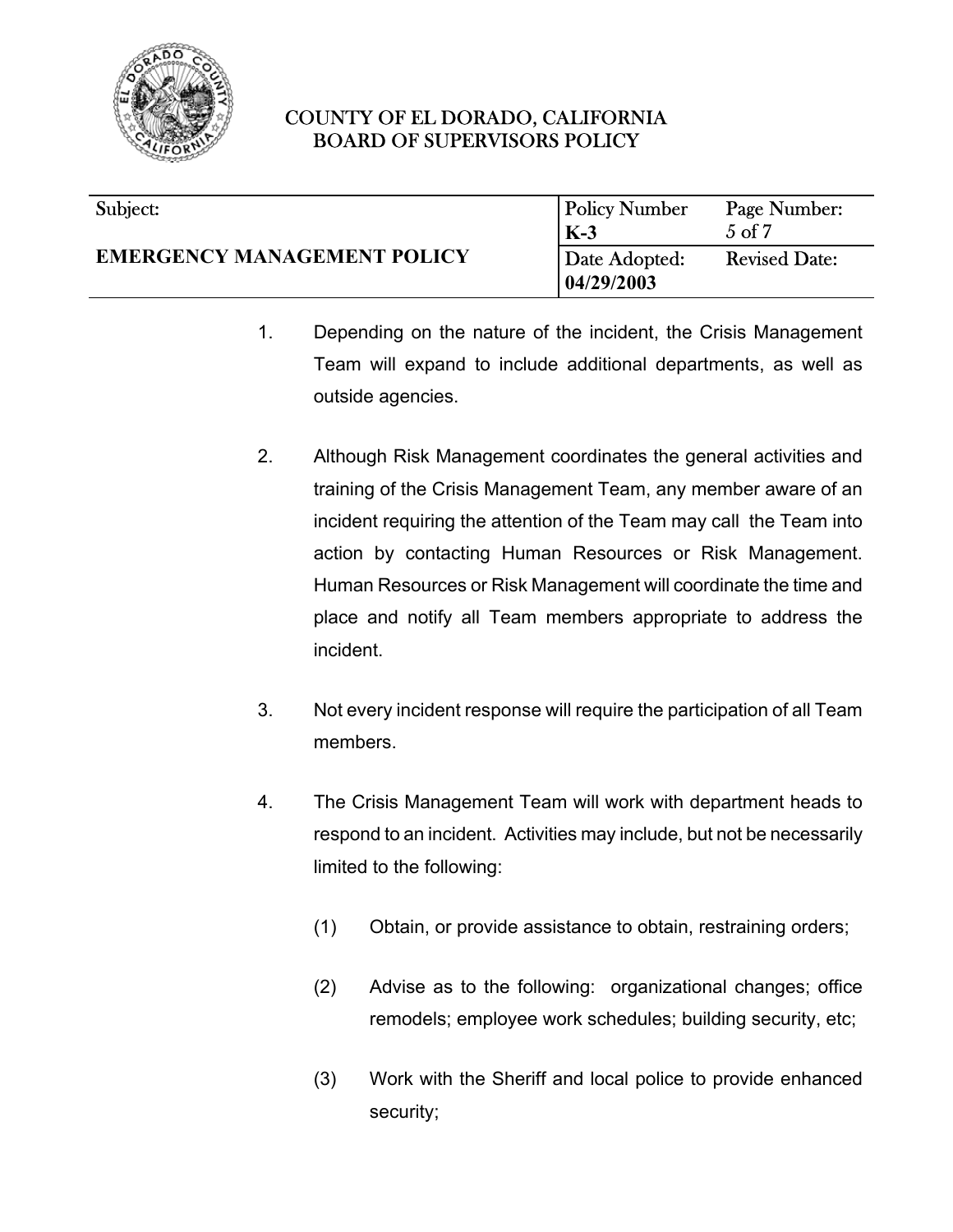1. Depending on the nature of the incident, the Crisis Management Team will expand to include additional departments, as well as outside agencies.

2. Although Risk Management coordinates the general activities and training of the Crisis Management Team, any member aware of an incident requiring the attention of the Team may call the Team into action by contacting Human Resources or Risk Management. Human Resources or Risk Management will coordinate the time and place and notify all Team members appropriate to address the incident.

3. Not every incident response will require the participation of all Team members.

4. The Crisis Management Team will work with department heads to respond to an incident. Activities may include, but not be necessarily limited to the following:

   (1) Obtain, or provide assistance to obtain, restraining orders;

   (2) Advise as to the following: organizational changes; office remodels; employee work schedules; building security, etc;

   (3) Work with the Sheriff and local police to provide enhanced security;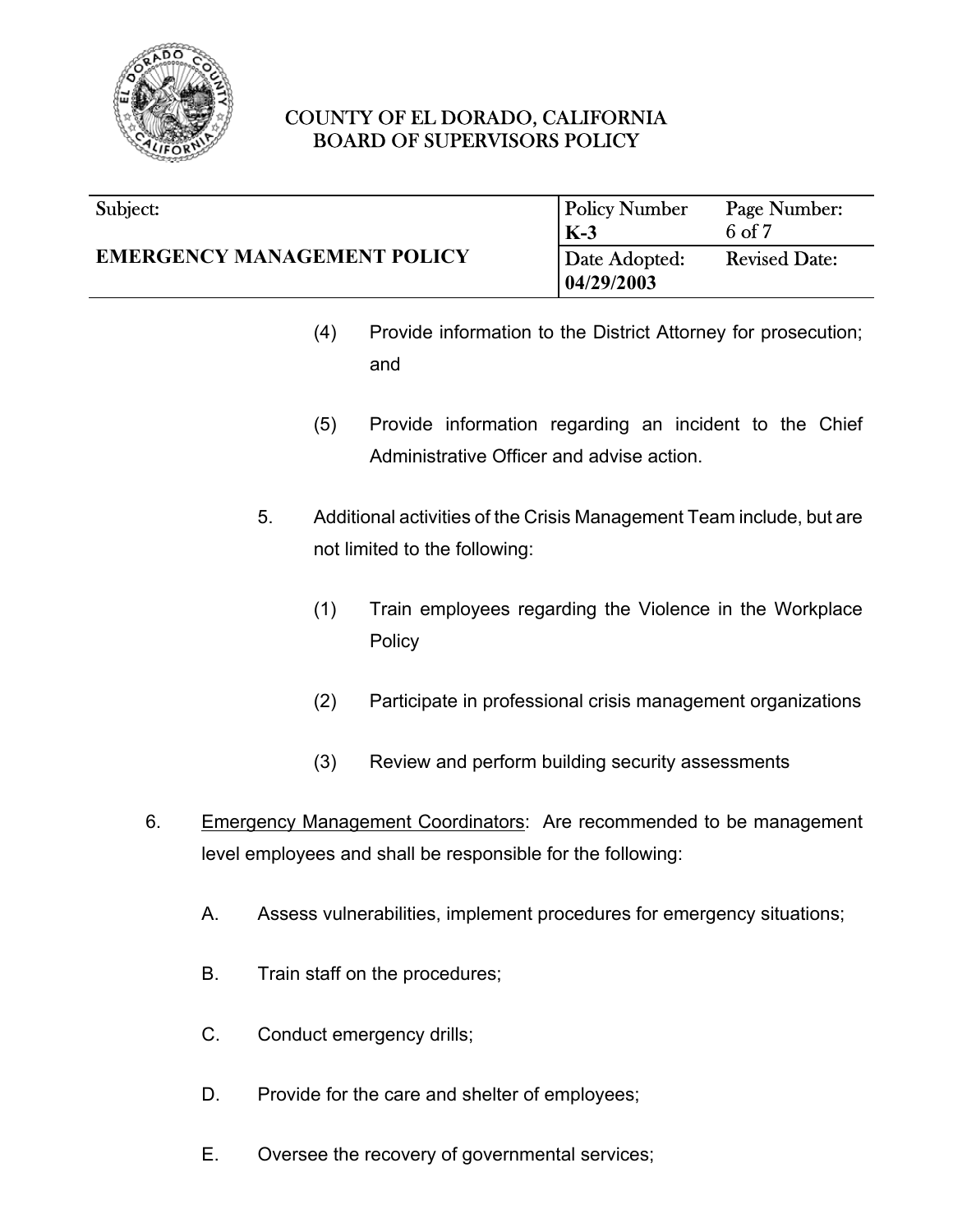(4) Provide information to the District Attorney for prosecution; and

(5) Provide information regarding an incident to the Chief Administrative Officer and advise action.

5. Additional activities of the Crisis Management Team include, but are not limited to the following:

   (1) Train employees regarding the Violence in the Workplace Policy

   (2) Participate in professional crisis management organizations

   (3) Review and perform building security assessments

6. <u>Emergency Management Coordinators</u>: Are recommended to be management level employees and shall be responsible for the following:

   A. Assess vulnerabilities, implement procedures for emergency situations;

   B. Train staff on the procedures;

   C. Conduct emergency drills;

   D. Provide for the care and shelter of employees;

   E. Oversee the recovery of governmental services;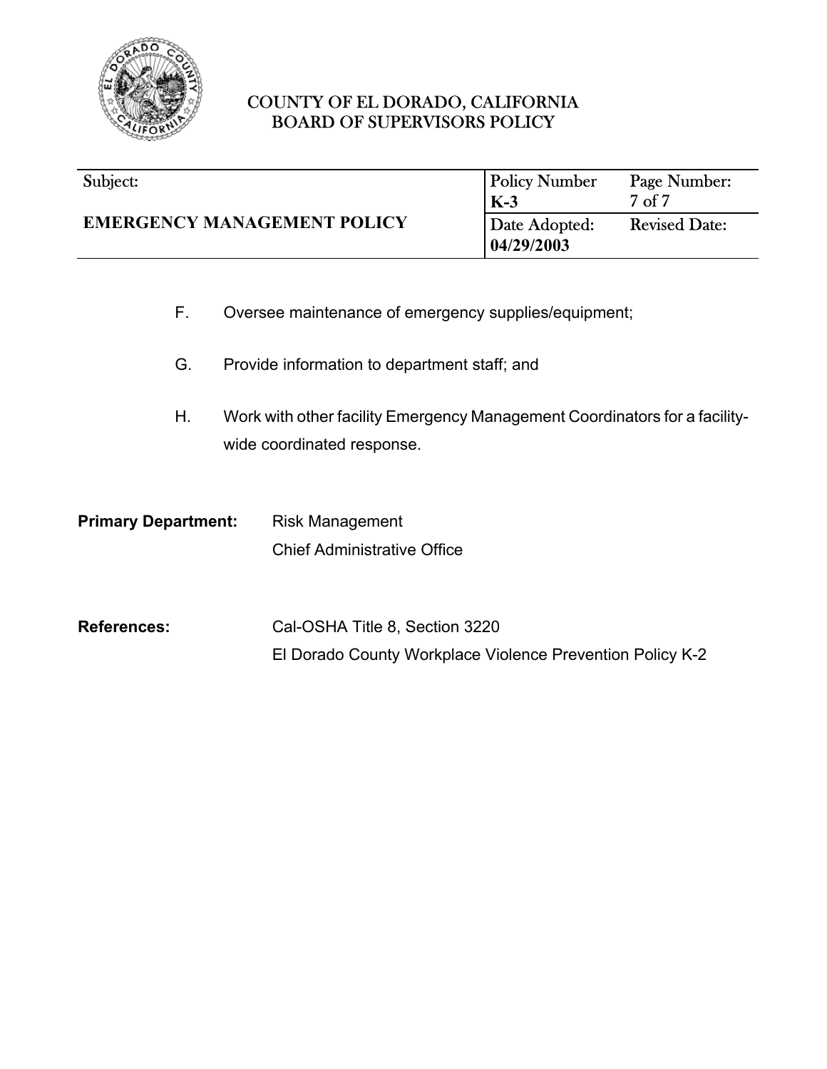F. Oversee maintenance of emergency supplies/equipment;

G. Provide information to department staff; and

H. Work with other facility Emergency Management Coordinators for a facility-wide coordinated response.

**Primary Department:** Risk Management
Chief Administrative Office

**References:** Cal-OSHA Title 8, Section 3220
El Dorado County Workplace Violence Prevention Policy K-2